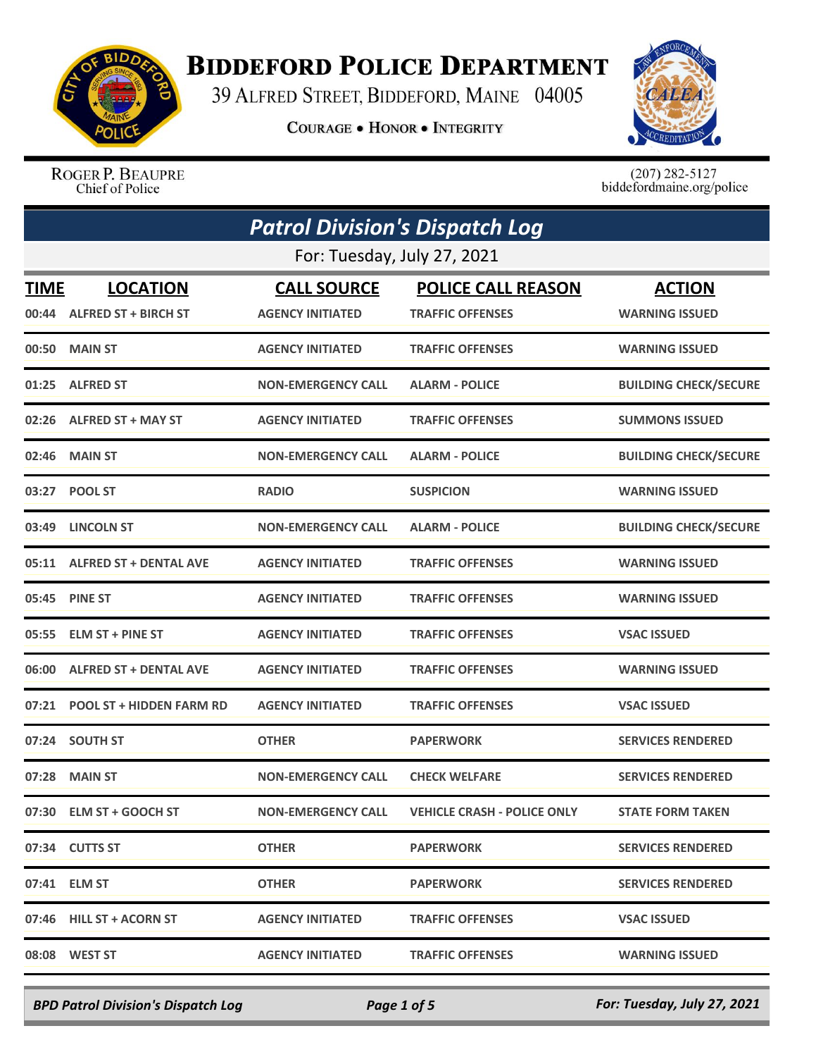# BIDDEFORD POLICE DEPARTMENT

39 ALFRED STREET, BIDDEFORD, MAINE 04005

COURAGE • HONOR • INTEGRITY

ROGER P. BEAUPRE
Chief of Police

(207) 282-5127
biddefordmaine.org/police

## Patrol Division's Dispatch Log

For: Tuesday, July 27, 2021

| TIME | LOCATION | CALL SOURCE | POLICE CALL REASON | ACTION |
|---|---|---|---|---|
| 00:44 | ALFRED ST + BIRCH ST | AGENCY INITIATED | TRAFFIC OFFENSES | WARNING ISSUED |
| 00:50 | MAIN ST | AGENCY INITIATED | TRAFFIC OFFENSES | WARNING ISSUED |
| 01:25 | ALFRED ST | NON-EMERGENCY CALL | ALARM - POLICE | BUILDING CHECK/SECURE |
| 02:26 | ALFRED ST + MAY ST | AGENCY INITIATED | TRAFFIC OFFENSES | SUMMONS ISSUED |
| 02:46 | MAIN ST | NON-EMERGENCY CALL | ALARM - POLICE | BUILDING CHECK/SECURE |
| 03:27 | POOL ST | RADIO | SUSPICION | WARNING ISSUED |
| 03:49 | LINCOLN ST | NON-EMERGENCY CALL | ALARM - POLICE | BUILDING CHECK/SECURE |
| 05:11 | ALFRED ST + DENTAL AVE | AGENCY INITIATED | TRAFFIC OFFENSES | WARNING ISSUED |
| 05:45 | PINE ST | AGENCY INITIATED | TRAFFIC OFFENSES | WARNING ISSUED |
| 05:55 | ELM ST + PINE ST | AGENCY INITIATED | TRAFFIC OFFENSES | VSAC ISSUED |
| 06:00 | ALFRED ST + DENTAL AVE | AGENCY INITIATED | TRAFFIC OFFENSES | WARNING ISSUED |
| 07:21 | POOL ST + HIDDEN FARM RD | AGENCY INITIATED | TRAFFIC OFFENSES | VSAC ISSUED |
| 07:24 | SOUTH ST | OTHER | PAPERWORK | SERVICES RENDERED |
| 07:28 | MAIN ST | NON-EMERGENCY CALL | CHECK WELFARE | SERVICES RENDERED |
| 07:30 | ELM ST + GOOCH ST | NON-EMERGENCY CALL | VEHICLE CRASH - POLICE ONLY | STATE FORM TAKEN |
| 07:34 | CUTTS ST | OTHER | PAPERWORK | SERVICES RENDERED |
| 07:41 | ELM ST | OTHER | PAPERWORK | SERVICES RENDERED |
| 07:46 | HILL ST + ACORN ST | AGENCY INITIATED | TRAFFIC OFFENSES | VSAC ISSUED |
| 08:08 | WEST ST | AGENCY INITIATED | TRAFFIC OFFENSES | WARNING ISSUED |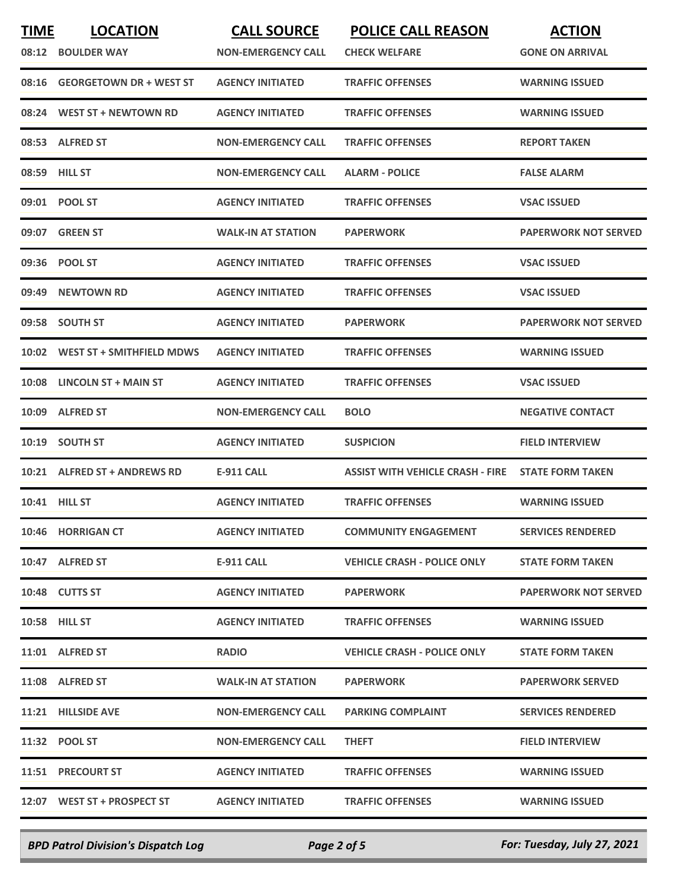| TIME | LOCATION | CALL SOURCE | POLICE CALL REASON | ACTION |
|---|---|---|---|---|
| 08:12 | BOULDER WAY | NON-EMERGENCY CALL | CHECK WELFARE | GONE ON ARRIVAL |
| 08:16 | GEORGETOWN DR + WEST ST | AGENCY INITIATED | TRAFFIC OFFENSES | WARNING ISSUED |
| 08:24 | WEST ST + NEWTOWN RD | AGENCY INITIATED | TRAFFIC OFFENSES | WARNING ISSUED |
| 08:53 | ALFRED ST | NON-EMERGENCY CALL | TRAFFIC OFFENSES | REPORT TAKEN |
| 08:59 | HILL ST | NON-EMERGENCY CALL | ALARM - POLICE | FALSE ALARM |
| 09:01 | POOL ST | AGENCY INITIATED | TRAFFIC OFFENSES | VSAC ISSUED |
| 09:07 | GREEN ST | WALK-IN AT STATION | PAPERWORK | PAPERWORK NOT SERVED |
| 09:36 | POOL ST | AGENCY INITIATED | TRAFFIC OFFENSES | VSAC ISSUED |
| 09:49 | NEWTOWN RD | AGENCY INITIATED | TRAFFIC OFFENSES | VSAC ISSUED |
| 09:58 | SOUTH ST | AGENCY INITIATED | PAPERWORK | PAPERWORK NOT SERVED |
| 10:02 | WEST ST + SMITHFIELD MDWS | AGENCY INITIATED | TRAFFIC OFFENSES | WARNING ISSUED |
| 10:08 | LINCOLN ST + MAIN ST | AGENCY INITIATED | TRAFFIC OFFENSES | VSAC ISSUED |
| 10:09 | ALFRED ST | NON-EMERGENCY CALL | BOLO | NEGATIVE CONTACT |
| 10:19 | SOUTH ST | AGENCY INITIATED | SUSPICION | FIELD INTERVIEW |
| 10:21 | ALFRED ST + ANDREWS RD | E-911 CALL | ASSIST WITH VEHICLE CRASH - FIRE | STATE FORM TAKEN |
| 10:41 | HILL ST | AGENCY INITIATED | TRAFFIC OFFENSES | WARNING ISSUED |
| 10:46 | HORRIGAN CT | AGENCY INITIATED | COMMUNITY ENGAGEMENT | SERVICES RENDERED |
| 10:47 | ALFRED ST | E-911 CALL | VEHICLE CRASH - POLICE ONLY | STATE FORM TAKEN |
| 10:48 | CUTTS ST | AGENCY INITIATED | PAPERWORK | PAPERWORK NOT SERVED |
| 10:58 | HILL ST | AGENCY INITIATED | TRAFFIC OFFENSES | WARNING ISSUED |
| 11:01 | ALFRED ST | RADIO | VEHICLE CRASH - POLICE ONLY | STATE FORM TAKEN |
| 11:08 | ALFRED ST | WALK-IN AT STATION | PAPERWORK | PAPERWORK SERVED |
| 11:21 | HILLSIDE AVE | NON-EMERGENCY CALL | PARKING COMPLAINT | SERVICES RENDERED |
| 11:32 | POOL ST | NON-EMERGENCY CALL | THEFT | FIELD INTERVIEW |
| 11:51 | PRECOURT ST | AGENCY INITIATED | TRAFFIC OFFENSES | WARNING ISSUED |
| 12:07 | WEST ST + PROSPECT ST | AGENCY INITIATED | TRAFFIC OFFENSES | WARNING ISSUED |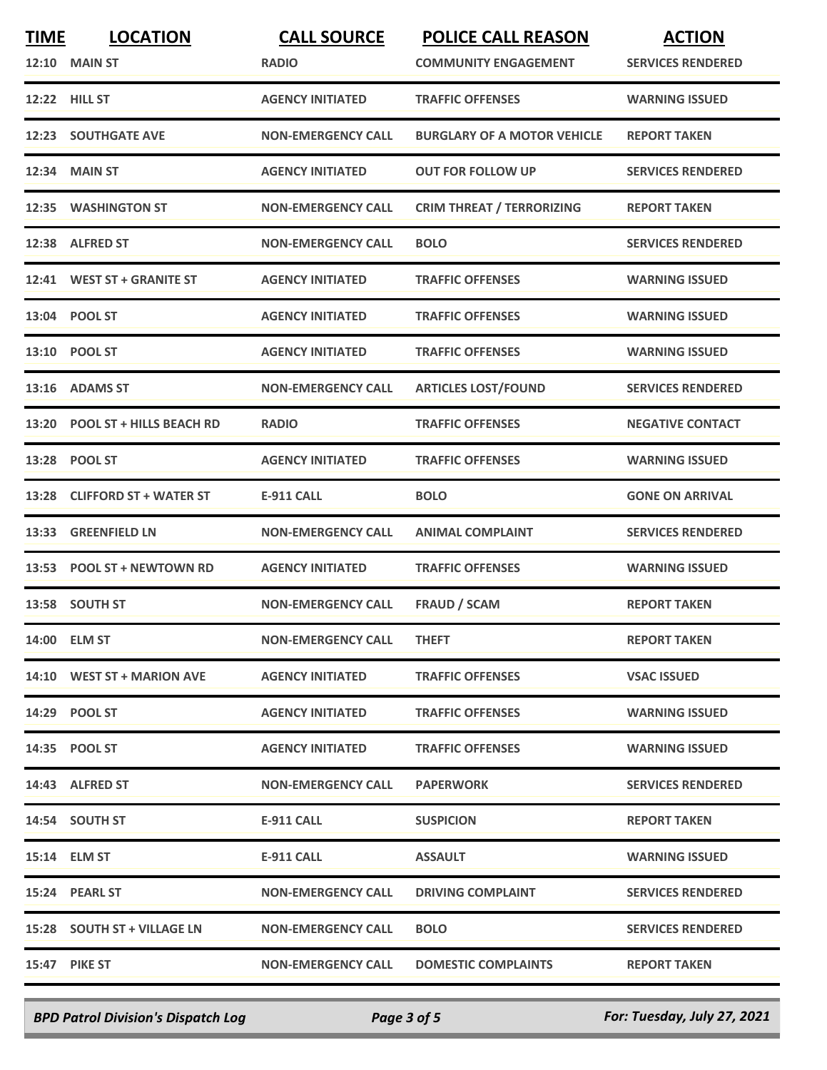| TIME | LOCATION | CALL SOURCE | POLICE CALL REASON | ACTION |
|---|---|---|---|---|
| 12:10 | MAIN ST | RADIO | COMMUNITY ENGAGEMENT | SERVICES RENDERED |
| 12:22 | HILL ST | AGENCY INITIATED | TRAFFIC OFFENSES | WARNING ISSUED |
| 12:23 | SOUTHGATE AVE | NON-EMERGENCY CALL | BURGLARY OF A MOTOR VEHICLE | REPORT TAKEN |
| 12:34 | MAIN ST | AGENCY INITIATED | OUT FOR FOLLOW UP | SERVICES RENDERED |
| 12:35 | WASHINGTON ST | NON-EMERGENCY CALL | CRIM THREAT / TERRORIZING | REPORT TAKEN |
| 12:38 | ALFRED ST | NON-EMERGENCY CALL | BOLO | SERVICES RENDERED |
| 12:41 | WEST ST + GRANITE ST | AGENCY INITIATED | TRAFFIC OFFENSES | WARNING ISSUED |
| 13:04 | POOL ST | AGENCY INITIATED | TRAFFIC OFFENSES | WARNING ISSUED |
| 13:10 | POOL ST | AGENCY INITIATED | TRAFFIC OFFENSES | WARNING ISSUED |
| 13:16 | ADAMS ST | NON-EMERGENCY CALL | ARTICLES LOST/FOUND | SERVICES RENDERED |
| 13:20 | POOL ST + HILLS BEACH RD | RADIO | TRAFFIC OFFENSES | NEGATIVE CONTACT |
| 13:28 | POOL ST | AGENCY INITIATED | TRAFFIC OFFENSES | WARNING ISSUED |
| 13:28 | CLIFFORD ST + WATER ST | E-911 CALL | BOLO | GONE ON ARRIVAL |
| 13:33 | GREENFIELD LN | NON-EMERGENCY CALL | ANIMAL COMPLAINT | SERVICES RENDERED |
| 13:53 | POOL ST + NEWTOWN RD | AGENCY INITIATED | TRAFFIC OFFENSES | WARNING ISSUED |
| 13:58 | SOUTH ST | NON-EMERGENCY CALL | FRAUD / SCAM | REPORT TAKEN |
| 14:00 | ELM ST | NON-EMERGENCY CALL | THEFT | REPORT TAKEN |
| 14:10 | WEST ST + MARION AVE | AGENCY INITIATED | TRAFFIC OFFENSES | VSAC ISSUED |
| 14:29 | POOL ST | AGENCY INITIATED | TRAFFIC OFFENSES | WARNING ISSUED |
| 14:35 | POOL ST | AGENCY INITIATED | TRAFFIC OFFENSES | WARNING ISSUED |
| 14:43 | ALFRED ST | NON-EMERGENCY CALL | PAPERWORK | SERVICES RENDERED |
| 14:54 | SOUTH ST | E-911 CALL | SUSPICION | REPORT TAKEN |
| 15:14 | ELM ST | E-911 CALL | ASSAULT | WARNING ISSUED |
| 15:24 | PEARL ST | NON-EMERGENCY CALL | DRIVING COMPLAINT | SERVICES RENDERED |
| 15:28 | SOUTH ST + VILLAGE LN | NON-EMERGENCY CALL | BOLO | SERVICES RENDERED |
| 15:47 | PIKE ST | NON-EMERGENCY CALL | DOMESTIC COMPLAINTS | REPORT TAKEN |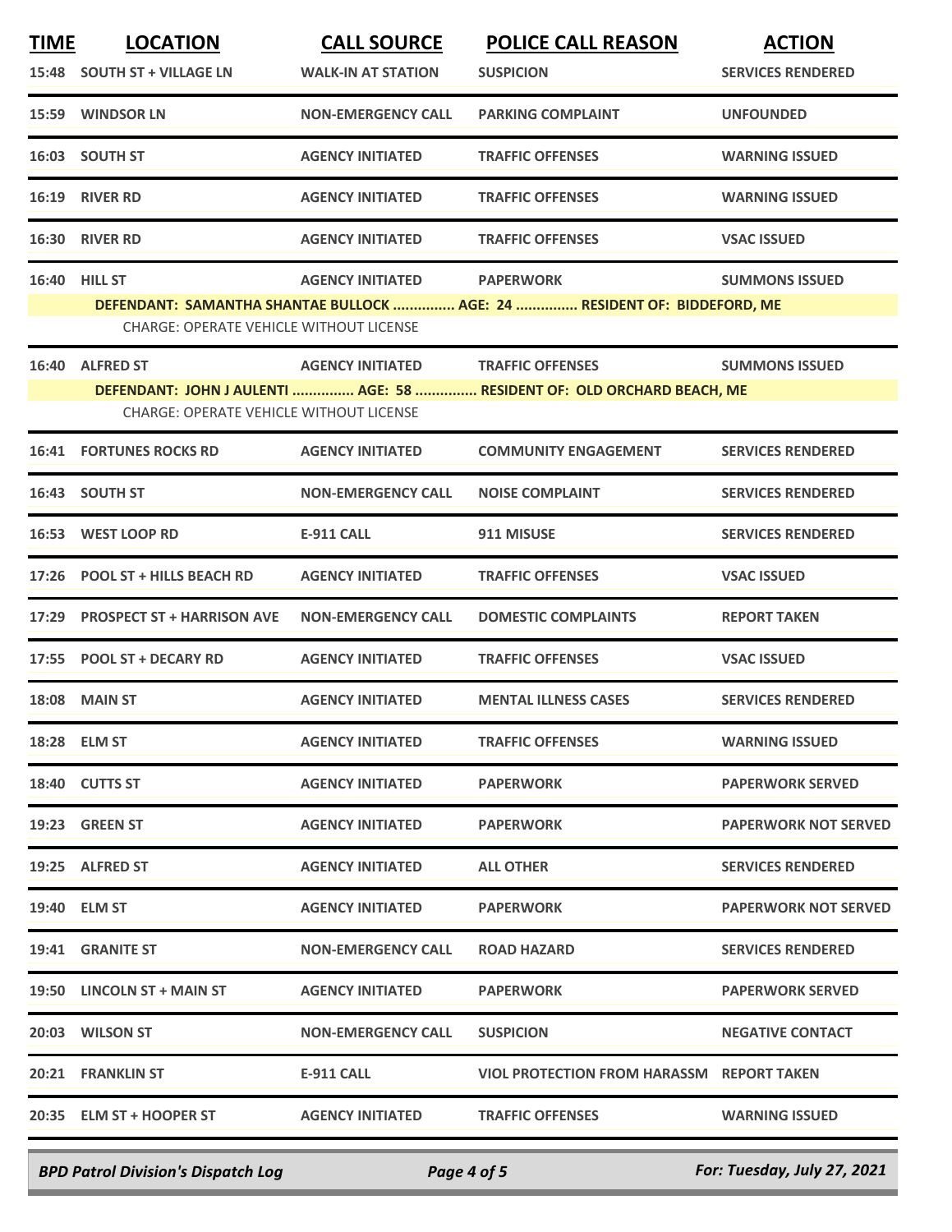| TIME | LOCATION | CALL SOURCE | POLICE CALL REASON | ACTION |
|---|---|---|---|---|
| 15:48 | SOUTH ST + VILLAGE LN | WALK-IN AT STATION | SUSPICION | SERVICES RENDERED |
| 15:59 | WINDSOR LN | NON-EMERGENCY CALL | PARKING COMPLAINT | UNFOUNDED |
| 16:03 | SOUTH ST | AGENCY INITIATED | TRAFFIC OFFENSES | WARNING ISSUED |
| 16:19 | RIVER RD | AGENCY INITIATED | TRAFFIC OFFENSES | WARNING ISSUED |
| 16:30 | RIVER RD | AGENCY INITIATED | TRAFFIC OFFENSES | VSAC ISSUED |
| 16:40 | HILL ST | AGENCY INITIATED | PAPERWORK | SUMMONS ISSUED |
| | DEFENDANT: SAMANTHA SHANTAE BULLOCK ............... AGE: 24 ............... RESIDENT OF: BIDDEFORD, ME | | | |
| | CHARGE: OPERATE VEHICLE WITHOUT LICENSE | | | |
| 16:40 | ALFRED ST | AGENCY INITIATED | TRAFFIC OFFENSES | SUMMONS ISSUED |
| | DEFENDANT: JOHN J AULENTI ............... AGE: 58 ............... RESIDENT OF: OLD ORCHARD BEACH, ME | | | |
| | CHARGE: OPERATE VEHICLE WITHOUT LICENSE | | | |
| 16:41 | FORTUNES ROCKS RD | AGENCY INITIATED | COMMUNITY ENGAGEMENT | SERVICES RENDERED |
| 16:43 | SOUTH ST | NON-EMERGENCY CALL | NOISE COMPLAINT | SERVICES RENDERED |
| 16:53 | WEST LOOP RD | E-911 CALL | 911 MISUSE | SERVICES RENDERED |
| 17:26 | POOL ST + HILLS BEACH RD | AGENCY INITIATED | TRAFFIC OFFENSES | VSAC ISSUED |
| 17:29 | PROSPECT ST + HARRISON AVE | NON-EMERGENCY CALL | DOMESTIC COMPLAINTS | REPORT TAKEN |
| 17:55 | POOL ST + DECARY RD | AGENCY INITIATED | TRAFFIC OFFENSES | VSAC ISSUED |
| 18:08 | MAIN ST | AGENCY INITIATED | MENTAL ILLNESS CASES | SERVICES RENDERED |
| 18:28 | ELM ST | AGENCY INITIATED | TRAFFIC OFFENSES | WARNING ISSUED |
| 18:40 | CUTTS ST | AGENCY INITIATED | PAPERWORK | PAPERWORK SERVED |
| 19:23 | GREEN ST | AGENCY INITIATED | PAPERWORK | PAPERWORK NOT SERVED |
| 19:25 | ALFRED ST | AGENCY INITIATED | ALL OTHER | SERVICES RENDERED |
| 19:40 | ELM ST | AGENCY INITIATED | PAPERWORK | PAPERWORK NOT SERVED |
| 19:41 | GRANITE ST | NON-EMERGENCY CALL | ROAD HAZARD | SERVICES RENDERED |
| 19:50 | LINCOLN ST + MAIN ST | AGENCY INITIATED | PAPERWORK | PAPERWORK SERVED |
| 20:03 | WILSON ST | NON-EMERGENCY CALL | SUSPICION | NEGATIVE CONTACT |
| 20:21 | FRANKLIN ST | E-911 CALL | VIOL PROTECTION FROM HARASSM | REPORT TAKEN |
| 20:35 | ELM ST + HOOPER ST | AGENCY INITIATED | TRAFFIC OFFENSES | WARNING ISSUED |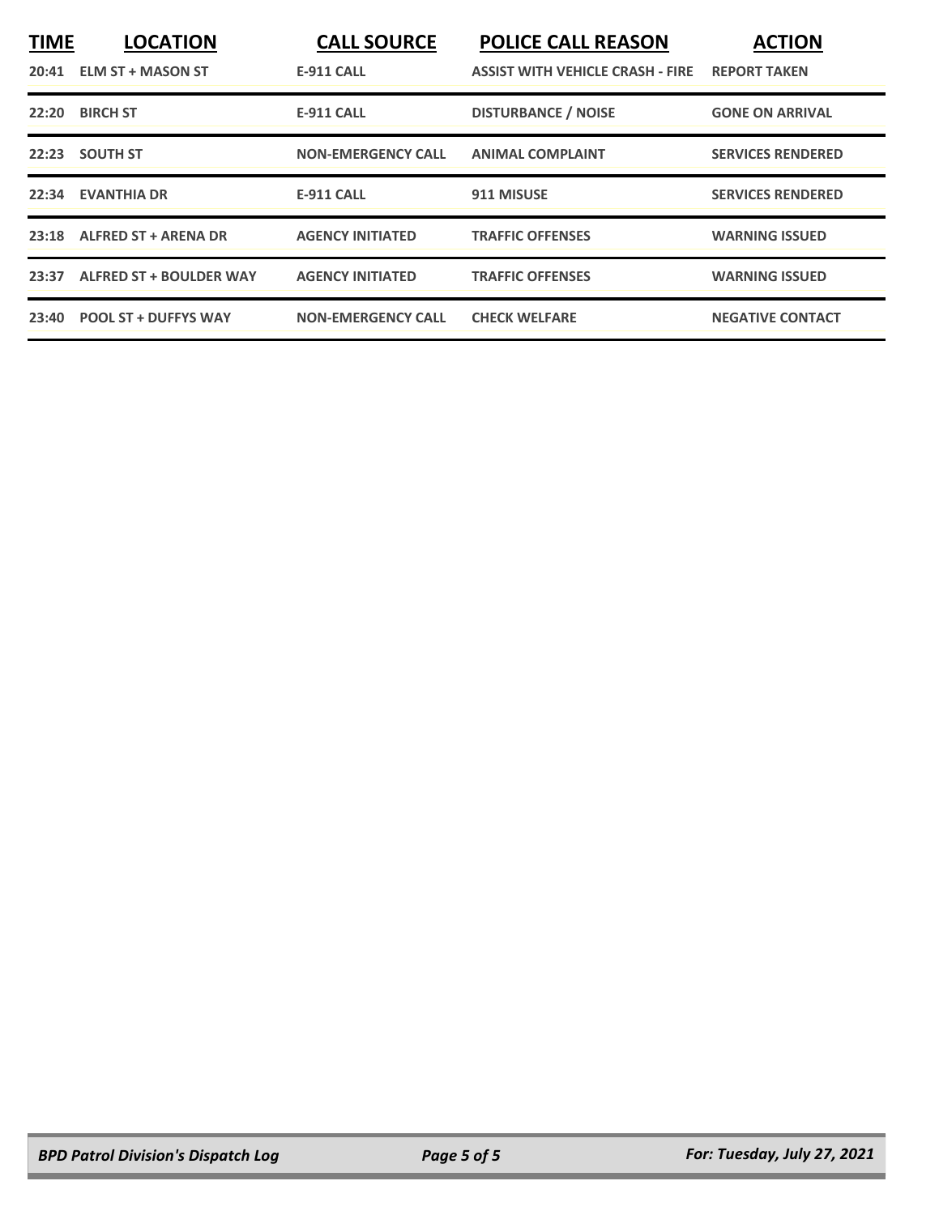| TIME | LOCATION | CALL SOURCE | POLICE CALL REASON | ACTION |
| --- | --- | --- | --- | --- |
| 20:41 | ELM ST + MASON ST | E-911 CALL | ASSIST WITH VEHICLE CRASH - FIRE | REPORT TAKEN |
| 22:20 | BIRCH ST | E-911 CALL | DISTURBANCE / NOISE | GONE ON ARRIVAL |
| 22:23 | SOUTH ST | NON-EMERGENCY CALL | ANIMAL COMPLAINT | SERVICES RENDERED |
| 22:34 | EVANTHIA DR | E-911 CALL | 911 MISUSE | SERVICES RENDERED |
| 23:18 | ALFRED ST + ARENA DR | AGENCY INITIATED | TRAFFIC OFFENSES | WARNING ISSUED |
| 23:37 | ALFRED ST + BOULDER WAY | AGENCY INITIATED | TRAFFIC OFFENSES | WARNING ISSUED |
| 23:40 | POOL ST + DUFFYS WAY | NON-EMERGENCY CALL | CHECK WELFARE | NEGATIVE CONTACT |